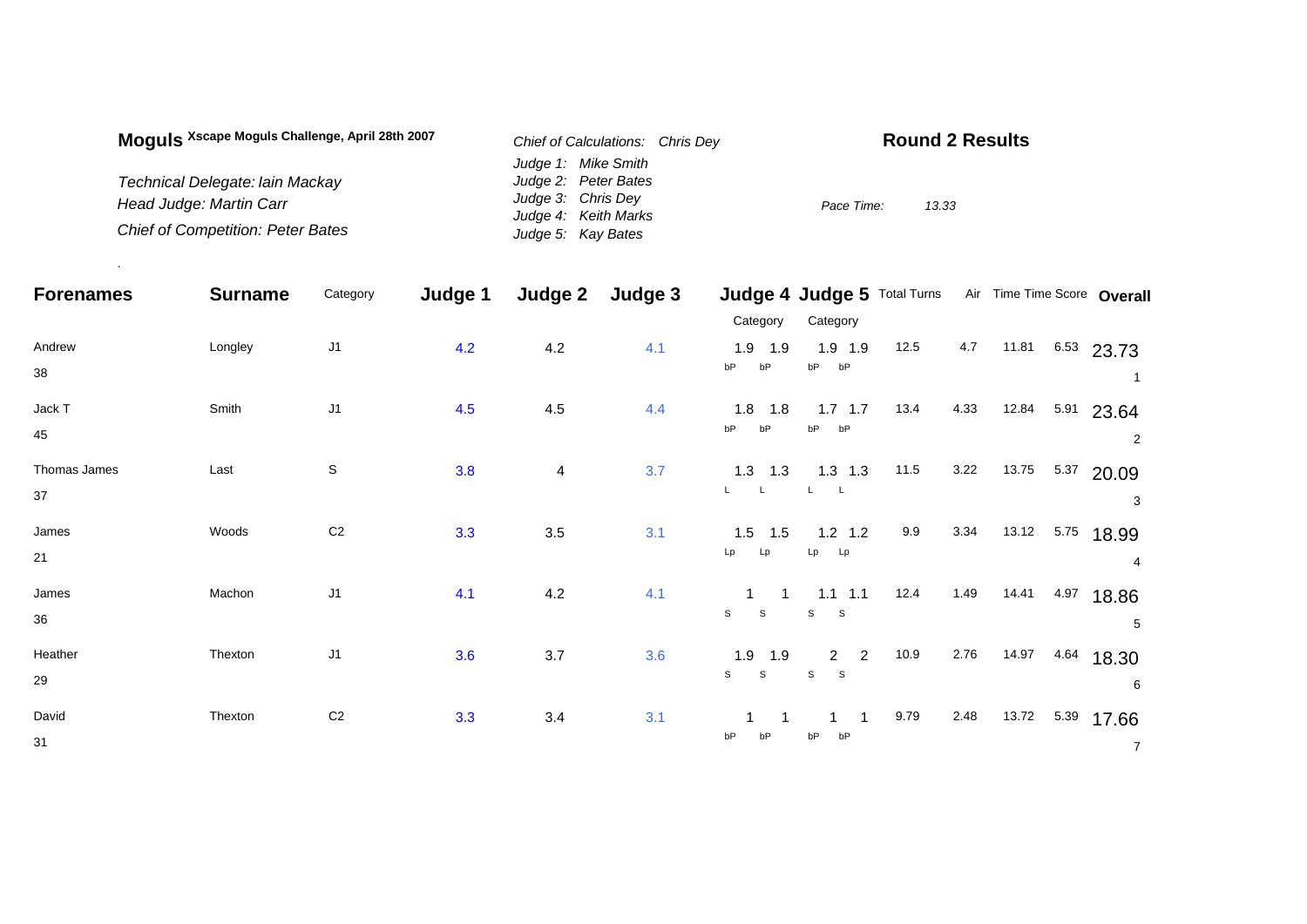**Moguls** Xscape Moguls Challenge, April 28th 2007

*Technical Delegate: Iain Mackay*
*Head Judge: Martin Carr*
*Chief of Competition: Peter Bates*

*Chief of Calculations: Chris Dey*
*Judge 1: Mike Smith*
*Judge 2: Peter Bates*
*Judge 3: Chris Dey*
*Judge 4: Keith Marks*
*Judge 5: Kay Bates*

**Round 2 Results**

*Pace Time:* *13.33*

| Forenames | Surname | Category | Judge 1 | Judge 2 | Judge 3 | Judge 4 Category | | Judge 5 Category | | Total Turns | Air | Time | Time Score | Overall |
|---|---|---|---|---|---|---|---|---|---|---|---|---|---|---|
| Andrew 38 | Longley | J1 | 4.2 | 4.2 | 4.1 | 1.9 bP | 1.9 bP | 1.9 bP | 1.9 bP | 12.5 | 4.7 | 11.81 | 6.53 | 23.73 (1) |
| Jack T 45 | Smith | J1 | 4.5 | 4.5 | 4.4 | 1.8 bP | 1.8 bP | 1.7 bP | 1.7 bP | 13.4 | 4.33 | 12.84 | 5.91 | 23.64 (2) |
| Thomas James 37 | Last | S | 3.8 | 4 | 3.7 | 1.3 L | 1.3 L | 1.3 L | 1.3 L | 11.5 | 3.22 | 13.75 | 5.37 | 20.09 (3) |
| James 21 | Woods | C2 | 3.3 | 3.5 | 3.1 | 1.5 Lp | 1.5 Lp | 1.2 Lp | 1.2 Lp | 9.9 | 3.34 | 13.12 | 5.75 | 18.99 (4) |
| James 36 | Machon | J1 | 4.1 | 4.2 | 4.1 | 1 S | 1 S | 1.1 S | 1.1 S | 12.4 | 1.49 | 14.41 | 4.97 | 18.86 (5) |
| Heather 29 | Thexton | J1 | 3.6 | 3.7 | 3.6 | 1.9 S | 1.9 S | 2 S | 2 S | 10.9 | 2.76 | 14.97 | 4.64 | 18.30 (6) |
| David 31 | Thexton | C2 | 3.3 | 3.4 | 3.1 | 1 bP | 1 bP | 1 bP | 1 bP | 9.79 | 2.48 | 13.72 | 5.39 | 17.66 (7) |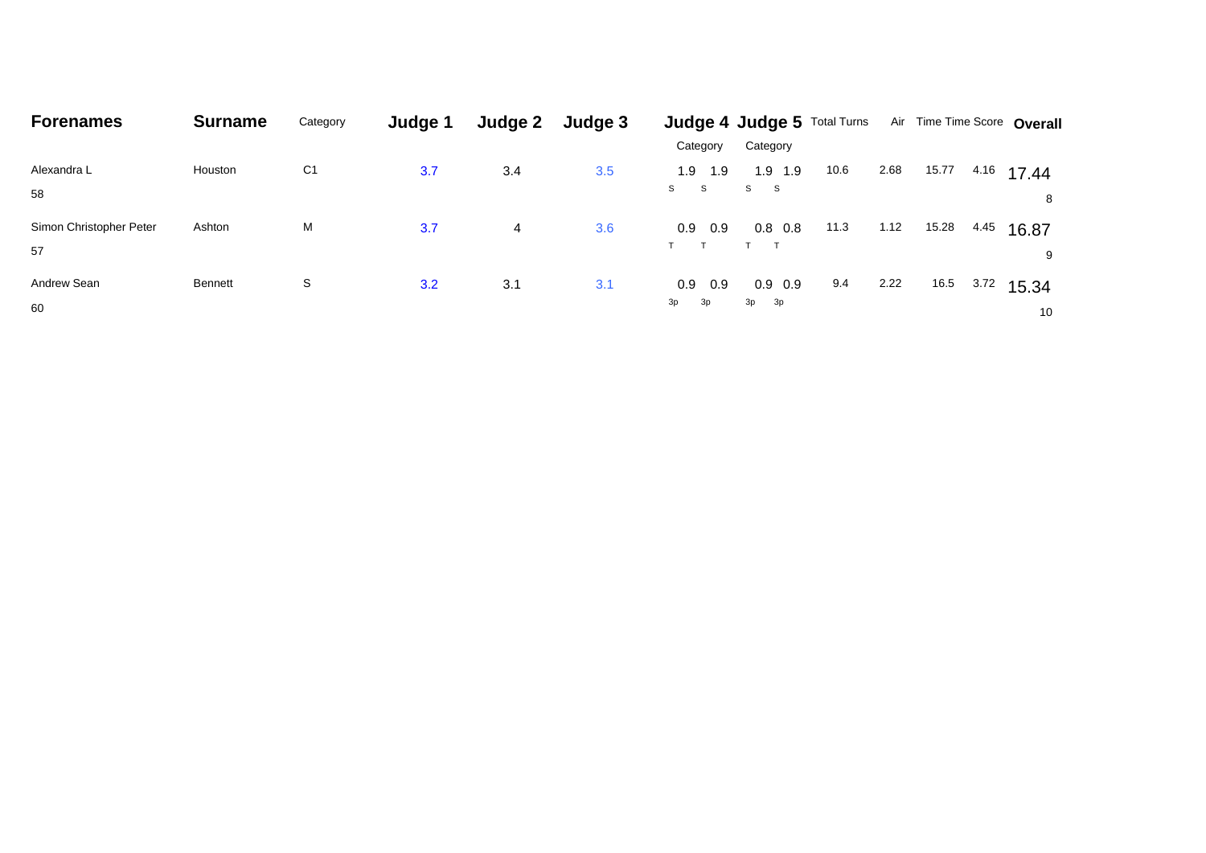| Forenames | Surname | Category | Judge 1 | Judge 2 | Judge 3 | Judge 4 |  | Judge 5 |  | Total Turns | Air | Time | Time Score | Overall |
|---|---|---|---|---|---|---|---|---|---|---|---|---|---|---|
|  |  |  |  |  |  | Category |  | Category |  |  |  |  |  |  |
| Alexandra L 58 | Houston | C1 | 3.7 | 3.4 | 3.5 | 1.9 S | 1.9 S | 1.9 S | 1.9 S | 10.6 | 2.68 | 15.77 | 4.16 | 17.44 8 |
| Simon Christopher Peter 57 | Ashton | M | 3.7 | 4 | 3.6 | 0.9 T | 0.9 T | 0.8 T | 0.8 T | 11.3 | 1.12 | 15.28 | 4.45 | 16.87 9 |
| Andrew Sean 60 | Bennett | S | 3.2 | 3.1 | 3.1 | 0.9 3p | 0.9 3p | 0.9 3p | 0.9 3p | 9.4 | 2.22 | 16.5 | 3.72 | 15.34 10 |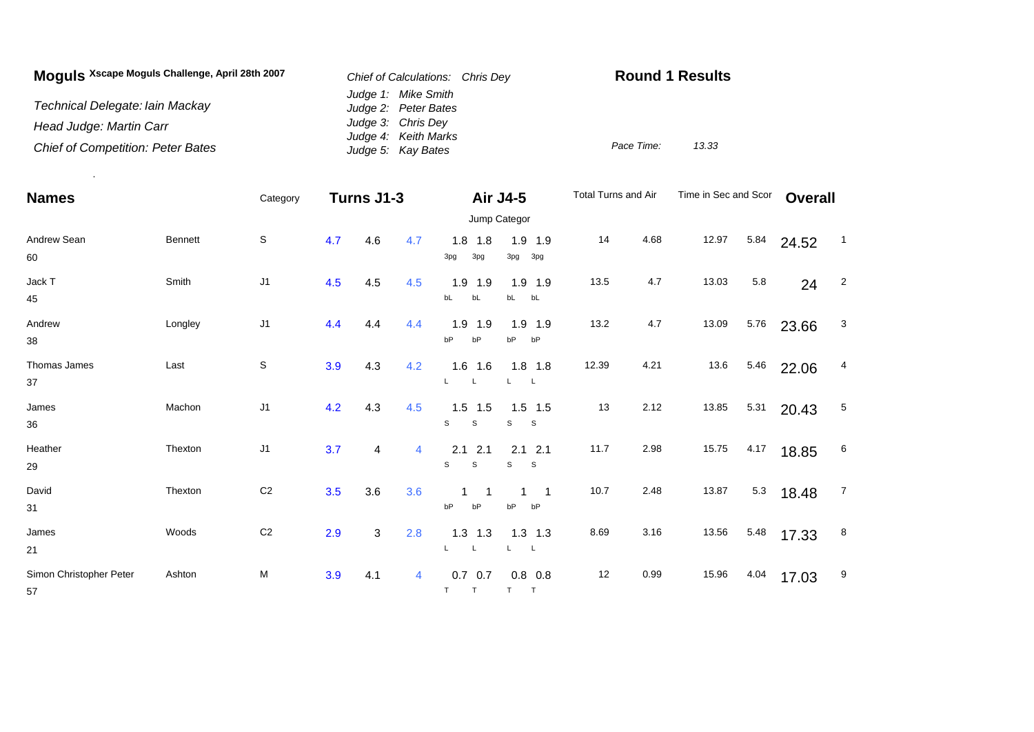# Moguls Xscape Moguls Challenge, April 28th 2007

*Technical Delegate: Iain Mackay*

*Head Judge: Martin Carr*

*Chief of Competition: Peter Bates*

*Chief of Calculations: Chris Dey*

*Judge 1: Mike Smith*
*Judge 2: Peter Bates*
*Judge 3: Chris Dey*
*Judge 4: Keith Marks*
*Judge 5: Kay Bates*

**Round 1 Results**

*Pace Time:* *13.33*

| Names | | Category | Turns J1-3 | | | Air J4-5 | | | | Total Turns and Air | | Time in Sec and Scor | | Overall | |
|---|---|---|---|---|---|---|---|---|---|---|---|---|---|---|---|
| | | | | | | Jump Categor | | | | | | | | | |
| Andrew Sean 60 | Bennett | S | 4.7 | 4.6 | 4.7 | 1.8 3pg | 1.8 3pg | 1.9 3pg | 1.9 3pg | 14 | 4.68 | 12.97 | 5.84 | 24.52 | 1 |
| Jack T 45 | Smith | J1 | 4.5 | 4.5 | 4.5 | 1.9 bL | 1.9 bL | 1.9 bL | 1.9 bL | 13.5 | 4.7 | 13.03 | 5.8 | 24 | 2 |
| Andrew 38 | Longley | J1 | 4.4 | 4.4 | 4.4 | 1.9 bP | 1.9 bP | 1.9 bP | 1.9 bP | 13.2 | 4.7 | 13.09 | 5.76 | 23.66 | 3 |
| Thomas James 37 | Last | S | 3.9 | 4.3 | 4.2 | 1.6 L | 1.6 L | 1.8 L | 1.8 L | 12.39 | 4.21 | 13.6 | 5.46 | 22.06 | 4 |
| James 36 | Machon | J1 | 4.2 | 4.3 | 4.5 | 1.5 S | 1.5 S | 1.5 S | 1.5 S | 13 | 2.12 | 13.85 | 5.31 | 20.43 | 5 |
| Heather 29 | Thexton | J1 | 3.7 | 4 | 4 | 2.1 S | 2.1 S | 2.1 S | 2.1 S | 11.7 | 2.98 | 15.75 | 4.17 | 18.85 | 6 |
| David 31 | Thexton | C2 | 3.5 | 3.6 | 3.6 | 1 bP | 1 bP | 1 bP | 1 bP | 10.7 | 2.48 | 13.87 | 5.3 | 18.48 | 7 |
| James 21 | Woods | C2 | 2.9 | 3 | 2.8 | 1.3 L | 1.3 L | 1.3 L | 1.3 L | 8.69 | 3.16 | 13.56 | 5.48 | 17.33 | 8 |
| Simon Christopher Peter 57 | Ashton | M | 3.9 | 4.1 | 4 | 0.7 T | 0.7 T | 0.8 T | 0.8 T | 12 | 0.99 | 15.96 | 4.04 | 17.03 | 9 |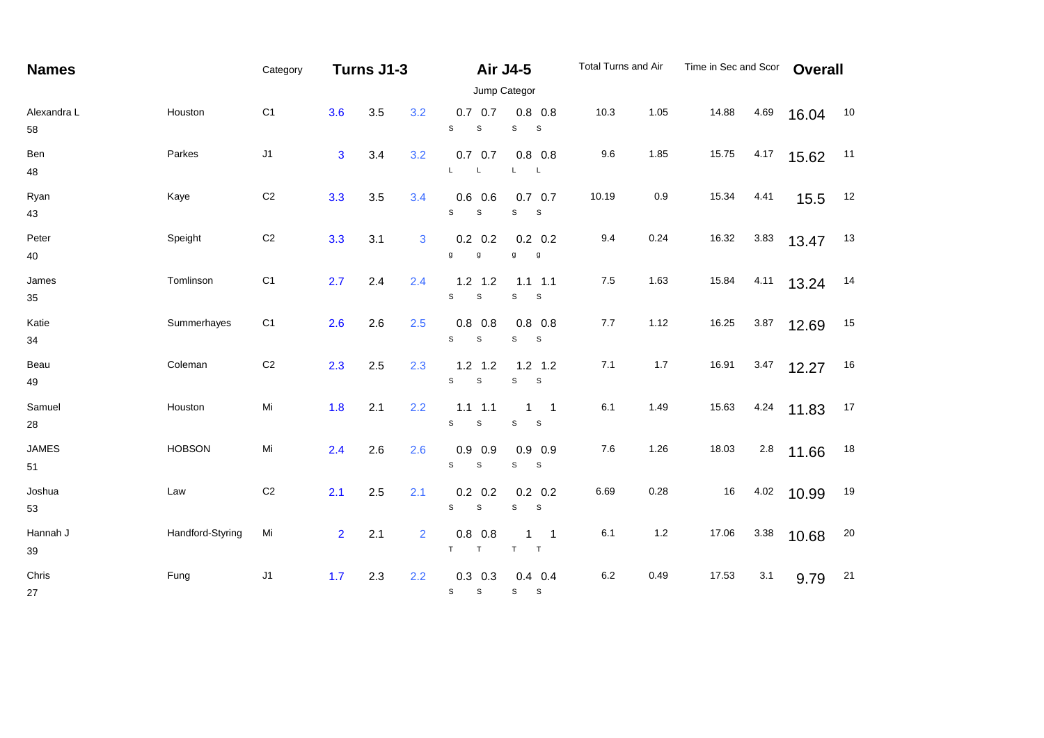| Names | | Category | Turns J1-3 | | | Air J4-5 | | | | Total Turns and Air | | Time in Sec and Scor | | Overall | |
|---|---|---|---|---|---|---|---|---|---|---|---|---|---|---|---|
| | | | | | | Jump Categor | | | | | | | | | |
| Alexandra L 58 | Houston | C1 | 3.6 | 3.5 | 3.2 | 0.7 S | 0.7 S | 0.8 S | 0.8 S | 10.3 | 1.05 | 14.88 | 4.69 | 16.04 | 10 |
| Ben 48 | Parkes | J1 | 3 | 3.4 | 3.2 | 0.7 L | 0.7 L | 0.8 L | 0.8 L | 9.6 | 1.85 | 15.75 | 4.17 | 15.62 | 11 |
| Ryan 43 | Kaye | C2 | 3.3 | 3.5 | 3.4 | 0.6 S | 0.6 S | 0.7 S | 0.7 S | 10.19 | 0.9 | 15.34 | 4.41 | 15.5 | 12 |
| Peter 40 | Speight | C2 | 3.3 | 3.1 | 3 | 0.2 g | 0.2 g | 0.2 g | 0.2 g | 9.4 | 0.24 | 16.32 | 3.83 | 13.47 | 13 |
| James 35 | Tomlinson | C1 | 2.7 | 2.4 | 2.4 | 1.2 S | 1.2 S | 1.1 S | 1.1 S | 7.5 | 1.63 | 15.84 | 4.11 | 13.24 | 14 |
| Katie 34 | Summerhayes | C1 | 2.6 | 2.6 | 2.5 | 0.8 S | 0.8 S | 0.8 S | 0.8 S | 7.7 | 1.12 | 16.25 | 3.87 | 12.69 | 15 |
| Beau 49 | Coleman | C2 | 2.3 | 2.5 | 2.3 | 1.2 S | 1.2 S | 1.2 S | 1.2 S | 7.1 | 1.7 | 16.91 | 3.47 | 12.27 | 16 |
| Samuel 28 | Houston | Mi | 1.8 | 2.1 | 2.2 | 1.1 S | 1.1 S | 1 S | 1 S | 6.1 | 1.49 | 15.63 | 4.24 | 11.83 | 17 |
| JAMES 51 | HOBSON | Mi | 2.4 | 2.6 | 2.6 | 0.9 S | 0.9 S | 0.9 S | 0.9 S | 7.6 | 1.26 | 18.03 | 2.8 | 11.66 | 18 |
| Joshua 53 | Law | C2 | 2.1 | 2.5 | 2.1 | 0.2 S | 0.2 S | 0.2 S | 0.2 S | 6.69 | 0.28 | 16 | 4.02 | 10.99 | 19 |
| Hannah J 39 | Handford-Styring | Mi | 2 | 2.1 | 2 | 0.8 T | 0.8 T | 1 T | 1 T | 6.1 | 1.2 | 17.06 | 3.38 | 10.68 | 20 |
| Chris 27 | Fung | J1 | 1.7 | 2.3 | 2.2 | 0.3 S | 0.3 S | 0.4 S | 0.4 S | 6.2 | 0.49 | 17.53 | 3.1 | 9.79 | 21 |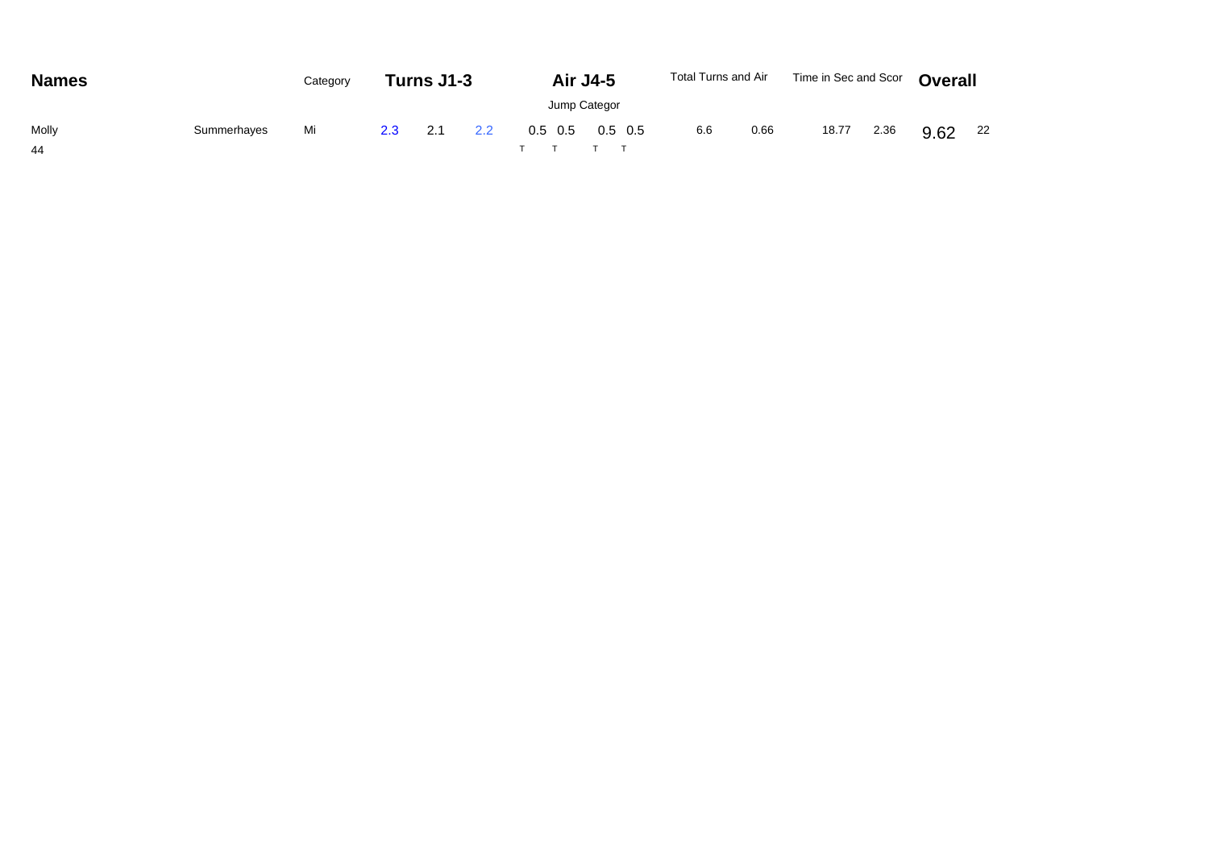| Names | | Category | Turns J1-3 | | | Air J4-5 | | | | Total Turns and Air | | Time in Sec and Scor | | Overall | |
|---|---|---|---|---|---|---|---|---|---|---|---|---|---|---|---|
| | | | | | | Jump Categor | | | | | | | | | |
| Molly | Summerhayes | Mi | 2.3 | 2.1 | 2.2 | 0.5 | 0.5 | 0.5 | 0.5 | 6.6 | 0.66 | 18.77 | 2.36 | 9.62 | 22 |
| 44 | | | | | | T | T | T | T | | | | | | |